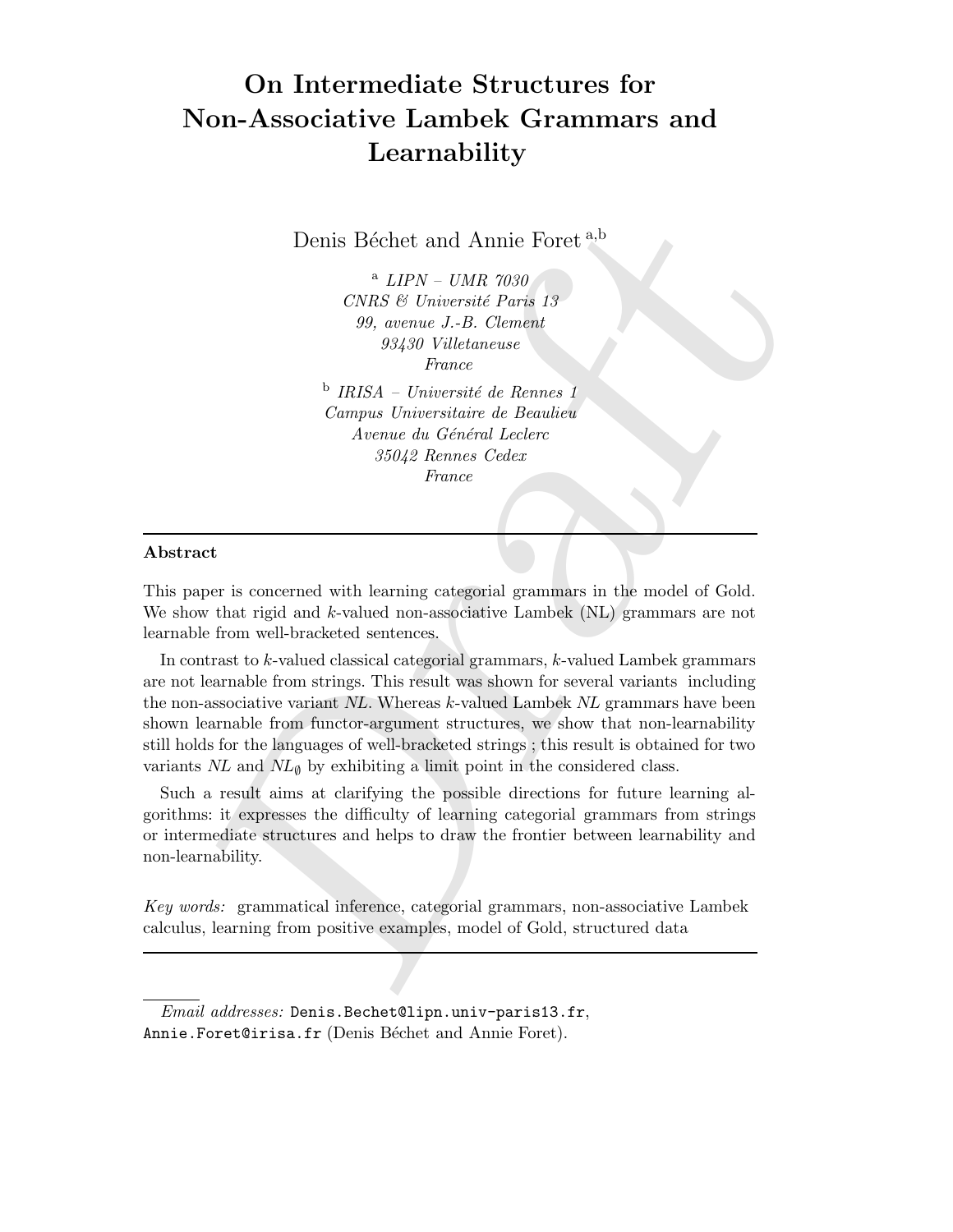# On Intermediate Structures for Non-Associative Lambek Grammars and Learnability

Denis Béchet and Annie Foret [a,b]

[a] *LIPN – UMR 7030*
*CNRS & Université Paris 13*
*99, avenue J.-B. Clement*
*93430 Villetaneuse*
*France*

[b] *IRISA – Université de Rennes 1*
*Campus Universitaire de Beaulieu*
*Avenue du Général Leclerc*
*35042 Rennes Cedex*
*France*

---

## Abstract

This paper is concerned with learning categorial grammars in the model of Gold. We show that rigid and $k$-valued non-associative Lambek (NL) grammars are not learnable from well-bracketed sentences.

In contrast to $k$-valued classical categorial grammars, $k$-valued Lambek grammars are not learnable from strings. This result was shown for several variants including the non-associative variant *NL*. Whereas $k$-valued Lambek *NL* grammars have been shown learnable from functor-argument structures, we show that non-learnability still holds for the languages of well-bracketed strings ; this result is obtained for two variants *NL* and $NL_\emptyset$ by exhibiting a limit point in the considered class.

Such a result aims at clarifying the possible directions for future learning algorithms: it expresses the difficulty of learning categorial grammars from strings or intermediate structures and helps to draw the frontier between learnability and non-learnability.

*Key words:* grammatical inference, categorial grammars, non-associative Lambek calculus, learning from positive examples, model of Gold, structured data

---

*Email addresses:* Denis.Bechet@lipn.univ-paris13.fr, Annie.Foret@irisa.fr (Denis Béchet and Annie Foret).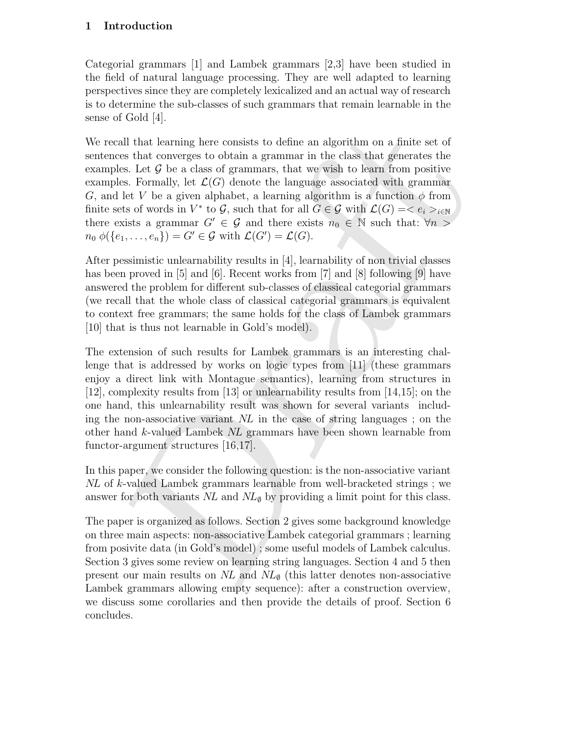## 1 Introduction

Categorial grammars [1] and Lambek grammars [2,3] have been studied in the field of natural language processing. They are well adapted to learning perspectives since they are completely lexicalized and an actual way of research is to determine the sub-classes of such grammars that remain learnable in the sense of Gold [4].

We recall that learning here consists to define an algorithm on a finite set of sentences that converges to obtain a grammar in the class that generates the examples. Let $\mathcal{G}$ be a class of grammars, that we wish to learn from positive examples. Formally, let $\mathcal{L}(G)$ denote the language associated with grammar $G$, and let $V$ be a given alphabet, a learning algorithm is a function $\phi$ from finite sets of words in $V^*$ to $\mathcal{G}$, such that for all $G \in \mathcal{G}$ with $\mathcal{L}(G) = < e_i >_{i \in \mathbb{N}}$ there exists a grammar $G' \in \mathcal{G}$ and there exists $n_0 \in \mathbb{N}$ such that: $\forall n > n_0 \; \phi(\{e_1, \ldots, e_n\}) = G' \in \mathcal{G}$ with $\mathcal{L}(G') = \mathcal{L}(G)$.

After pessimistic unlearnability results in [4], learnability of non trivial classes has been proved in [5] and [6]. Recent works from [7] and [8] following [9] have answered the problem for different sub-classes of classical categorial grammars (we recall that the whole class of classical categorial grammars is equivalent to context free grammars; the same holds for the class of Lambek grammars [10] that is thus not learnable in Gold's model).

The extension of such results for Lambek grammars is an interesting challenge that is addressed by works on logic types from [11] (these grammars enjoy a direct link with Montague semantics), learning from structures in [12], complexity results from [13] or unlearnability results from [14,15]; on the one hand, this unlearnability result was shown for several variants including the non-associative variant *NL* in the case of string languages ; on the other hand $k$-valued Lambek *NL* grammars have been shown learnable from functor-argument structures [16,17].

In this paper, we consider the following question: is the non-associative variant *NL* of $k$-valued Lambek grammars learnable from well-bracketed strings ; we answer for both variants *NL* and $NL_\emptyset$ by providing a limit point for this class.

The paper is organized as follows. Section 2 gives some background knowledge on three main aspects: non-associative Lambek categorial grammars ; learning from posivite data (in Gold's model) ; some useful models of Lambek calculus. Section 3 gives some review on learning string languages. Section 4 and 5 then present our main results on *NL* and $NL_\emptyset$ (this latter denotes non-associative Lambek grammars allowing empty sequence): after a construction overview, we discuss some corollaries and then provide the details of proof. Section 6 concludes.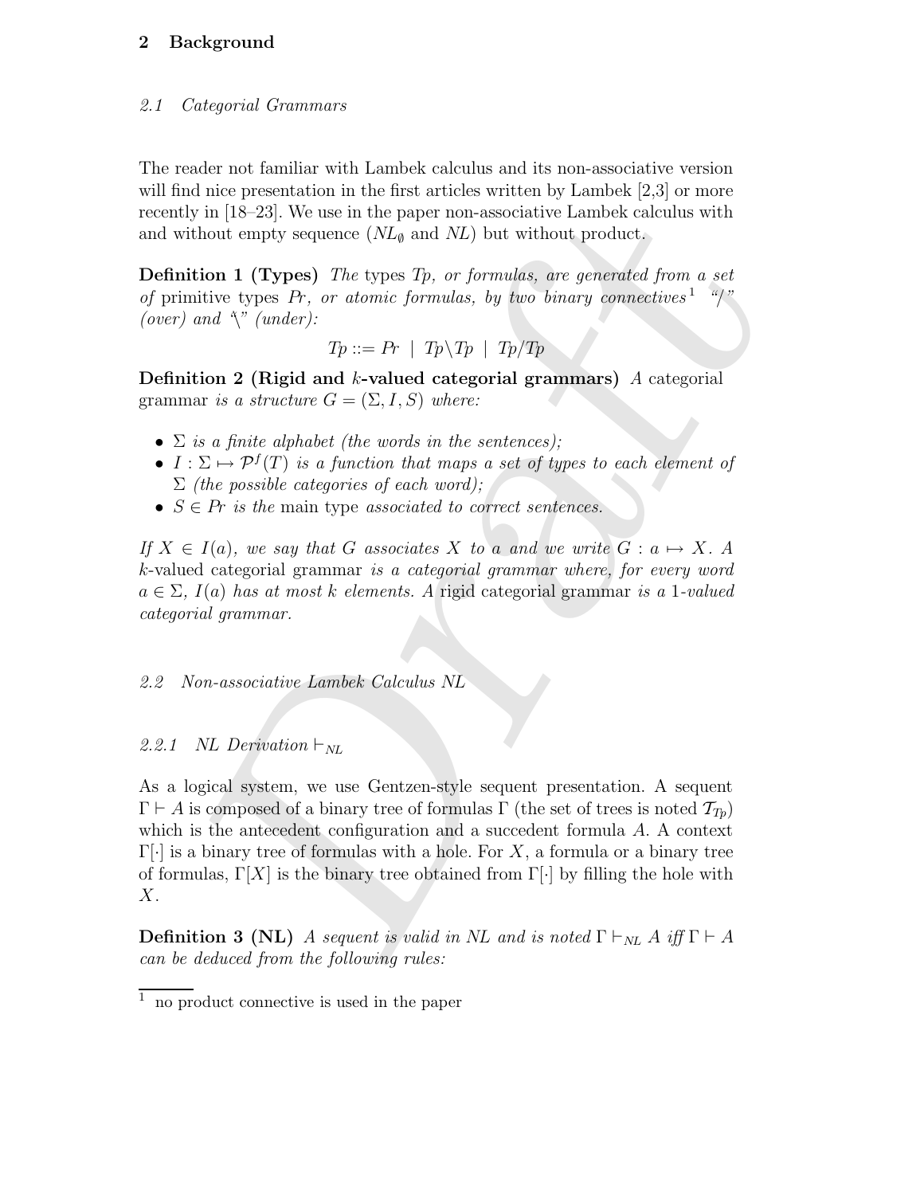# 2 Background

## 2.1 Categorial Grammars

The reader not familiar with Lambek calculus and its non-associative version will find nice presentation in the first articles written by Lambek [2,3] or more recently in [18–23]. We use in the paper non-associative Lambek calculus with and without empty sequence ($NL_\emptyset$ and $NL$) but without product.

**Definition 1 (Types)** *The types Tp, or formulas, are generated from a set of* primitive types *Pr, or atomic formulas, by two binary connectives*[1] *"/" (over) and "\" (under):*

$$Tp ::= Pr \;|\; Tp\backslash Tp \;|\; Tp/Tp$$

**Definition 2 (Rigid and $k$-valued categorial grammars)** *A* categorial grammar *is a structure $G = (\Sigma, I, S)$ where:*

- *$\Sigma$ is a finite alphabet (the words in the sentences);*
- *$I : \Sigma \mapsto \mathcal{P}^f(T)$ is a function that maps a set of types to each element of $\Sigma$ (the possible categories of each word);*
- *$S \in Pr$ is the* main type *associated to correct sentences.*

*If $X \in I(a)$, we say that $G$ associates $X$ to $a$ and we write $G : a \mapsto X$. A* $k$-valued categorial grammar *is a categorial grammar where, for every word $a \in \Sigma$, $I(a)$ has at most $k$ elements. A* rigid categorial grammar *is a 1-valued categorial grammar.*

## 2.2 Non-associative Lambek Calculus NL

### 2.2.1 NL Derivation $\vdash_{NL}$

As a logical system, we use Gentzen-style sequent presentation. A sequent $\Gamma \vdash A$ is composed of a binary tree of formulas $\Gamma$ (the set of trees is noted $\mathcal{T}_{Tp}$) which is the antecedent configuration and a succedent formula $A$. A context $\Gamma[\cdot]$ is a binary tree of formulas with a hole. For $X$, a formula or a binary tree of formulas, $\Gamma[X]$ is the binary tree obtained from $\Gamma[\cdot]$ by filling the hole with $X$.

**Definition 3 (NL)** *A sequent is valid in NL and is noted $\Gamma \vdash_{NL} A$ iff $\Gamma \vdash A$ can be deduced from the following rules:*

[1] no product connective is used in the paper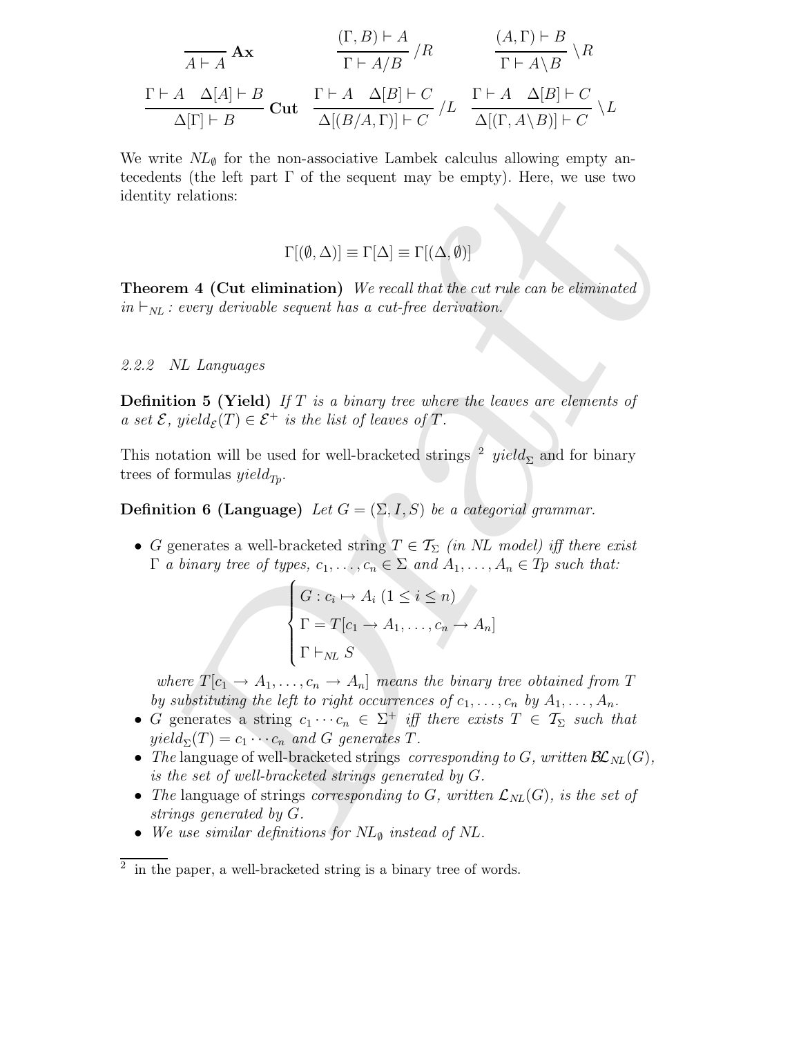$$\frac{}{A \vdash A}\,\mathbf{Ax} \qquad \frac{(\Gamma, B) \vdash A}{\Gamma \vdash A/B}\,/R \qquad \frac{(A, \Gamma) \vdash B}{\Gamma \vdash A\backslash B}\,\backslash R$$

$$\frac{\Gamma \vdash A \quad \Delta[A] \vdash B}{\Delta[\Gamma] \vdash B}\,\mathbf{Cut} \quad \frac{\Gamma \vdash A \quad \Delta[B] \vdash C}{\Delta[(B/A, \Gamma)] \vdash C}\,/L \quad \frac{\Gamma \vdash A \quad \Delta[B] \vdash C}{\Delta[(\Gamma, A\backslash B)] \vdash C}\,\backslash L$$

We write $NL_\emptyset$ for the non-associative Lambek calculus allowing empty antecedents (the left part $\Gamma$ of the sequent may be empty). Here, we use two identity relations:

$$\Gamma[(\emptyset, \Delta)] \equiv \Gamma[\Delta] \equiv \Gamma[(\Delta, \emptyset)]$$

**Theorem 4 (Cut elimination)** *We recall that the cut rule can be eliminated in $\vdash_{NL}$ : every derivable sequent has a cut-free derivation.*

#### 2.2.2 NL Languages

**Definition 5 (Yield)** *If $T$ is a binary tree where the leaves are elements of a set $\mathcal{E}$, $yield_{\mathcal{E}}(T) \in \mathcal{E}^+$ is the list of leaves of $T$.*

This notation will be used for well-bracketed strings [2] $yield_\Sigma$ and for binary trees of formulas $yield_{Tp}$.

**Definition 6 (Language)** *Let $G = (\Sigma, I, S)$ be a categorial grammar.*

- $G$ generates a well-bracketed string $T \in \mathcal{T}_\Sigma$ *(in NL model) iff there exist $\Gamma$ a binary tree of types, $c_1, \ldots, c_n \in \Sigma$ and $A_1, \ldots, A_n \in Tp$ such that:*

$$\begin{cases} G : c_i \mapsto A_i \ (1 \leq i \leq n) \\ \Gamma = T[c_1 \to A_1, \ldots, c_n \to A_n] \\ \Gamma \vdash_{NL} S \end{cases}$$

  *where $T[c_1 \to A_1, \ldots, c_n \to A_n]$ means the binary tree obtained from $T$ by substituting the left to right occurrences of $c_1, \ldots, c_n$ by $A_1, \ldots, A_n$.*
- $G$ generates a string $c_1 \cdots c_n \in \Sigma^+$ *iff there exists $T \in \mathcal{T}_\Sigma$ such that $yield_\Sigma(T) = c_1 \cdots c_n$ and $G$ generates $T$.*
- *The* language of well-bracketed strings *corresponding to $G$, written $\mathcal{BL}_{NL}(G)$, is the set of well-bracketed strings generated by $G$.*
- *The* language of strings *corresponding to $G$, written $\mathcal{L}_{NL}(G)$, is the set of strings generated by $G$.*
- *We use similar definitions for $NL_\emptyset$ instead of $NL$.*

[2] in the paper, a well-bracketed string is a binary tree of words.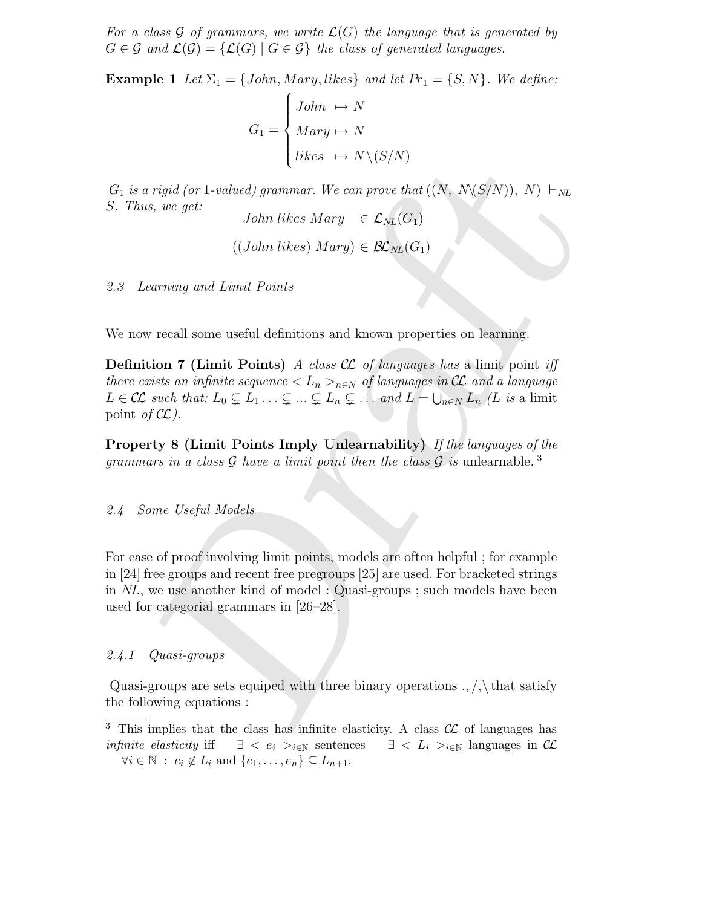*For a class $\mathcal{G}$ of grammars, we write $\mathcal{L}(G)$ the language that is generated by $G \in \mathcal{G}$ and $\mathcal{L}(\mathcal{G}) = \{\mathcal{L}(G) \mid G \in \mathcal{G}\}$ the class of generated languages.*

**Example 1** *Let $\Sigma_1 = \{John, Mary, likes\}$ and let $Pr_1 = \{S, N\}$. We define:*

$$G_1 = \begin{cases} John \ \mapsto N \\ Mary \mapsto N \\ likes \ \mapsto N\backslash(S/N) \end{cases}$$

*$G_1$ is a rigid (or 1-valued) grammar. We can prove that $((N,\ N\backslash(S/N)),\ N) \vdash_{NL} S$. Thus, we get:*

$$John\ likes\ Mary \quad \in \mathcal{L}_{NL}(G_1)$$

$$((John\ likes)\ Mary) \in \mathcal{BL}_{NL}(G_1)$$

### *2.3 Learning and Limit Points*

We now recall some useful definitions and known properties on learning.

**Definition 7 (Limit Points)** *A class $\mathcal{CL}$ of languages has* a limit point *iff there exists an infinite sequence $< L_n >_{n \in N}$ of languages in $\mathcal{CL}$ and a language $L \in \mathcal{CL}$ such that: $L_0 \subsetneq L_1 \ldots \subsetneq \ldots \subsetneq L_n \subsetneq \ldots$ and $L = \bigcup_{n \in N} L_n$ ($L$ is* a limit point *of $\mathcal{CL}$).*

**Property 8 (Limit Points Imply Unlearnability)** *If the languages of the grammars in a class $\mathcal{G}$ have a limit point then the class $\mathcal{G}$ is* unlearnable. [3]

### *2.4 Some Useful Models*

For ease of proof involving limit points, models are often helpful ; for example in [24] free groups and recent free pregroups [25] are used. For bracketed strings in *NL*, we use another kind of model : Quasi-groups ; such models have been used for categorial grammars in [26–28].

#### *2.4.1 Quasi-groups*

Quasi-groups are sets equiped with three binary operations $., /, \backslash$ that satisfy the following equations :

[3] This implies that the class has infinite elasticity. A class $\mathcal{CL}$ of languages has *infinite elasticity* iff $\exists < e_i >_{i \in \mathbb{N}}$ sentences $\exists < L_i >_{i \in \mathbb{N}}$ languages in $\mathcal{CL}$ $\forall i \in \mathbb{N} : e_i \notin L_i$ and $\{e_1, \ldots, e_n\} \subseteq L_{n+1}$.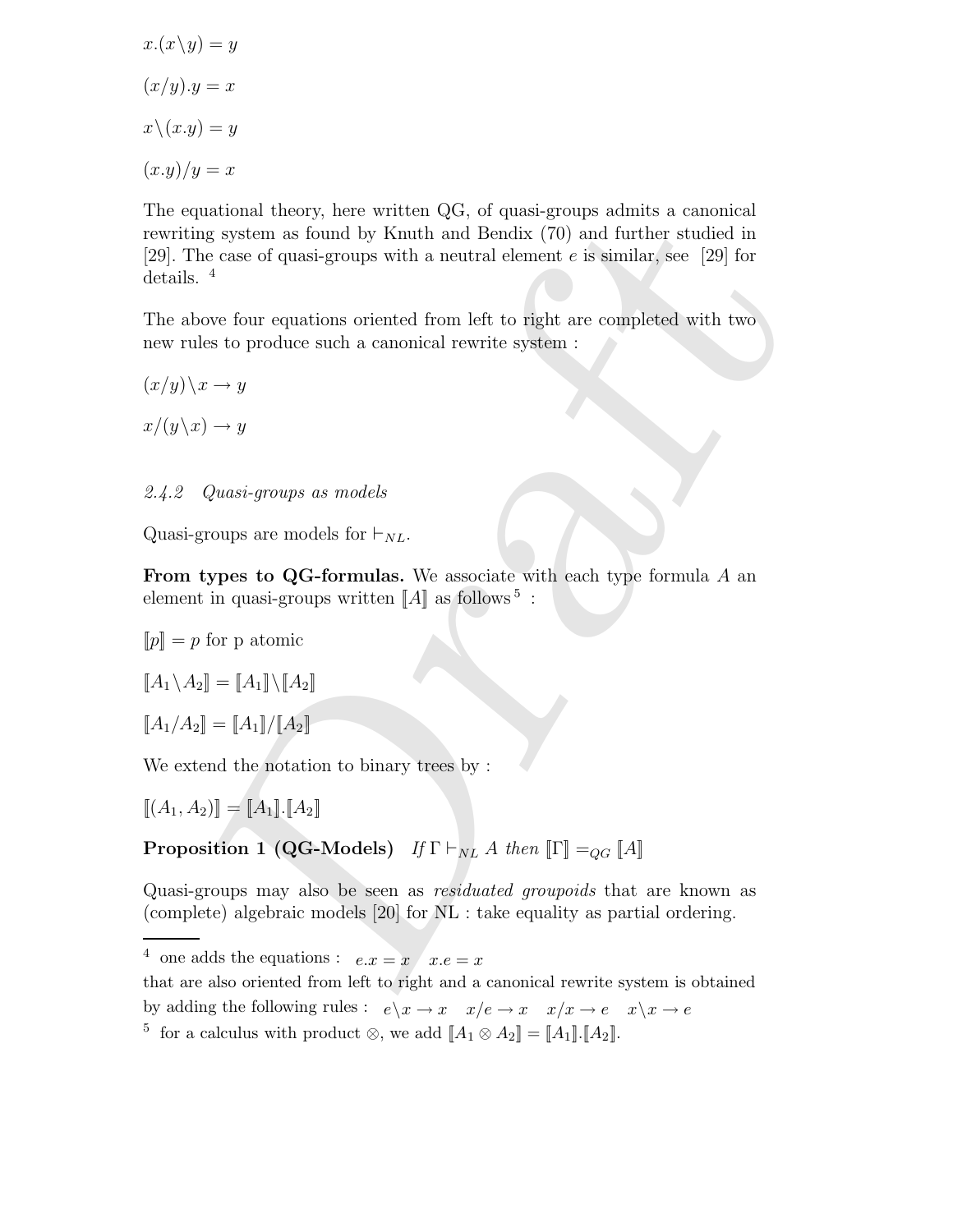$x.(x\backslash y) = y$

$(x/y).y = x$

$x\backslash(x.y) = y$

$(x.y)/y = x$

The equational theory, here written QG, of quasi-groups admits a canonical rewriting system as found by Knuth and Bendix (70) and further studied in [29]. The case of quasi-groups with a neutral element $e$ is similar, see [29] for details. [4]

The above four equations oriented from left to right are completed with two new rules to produce such a canonical rewrite system :

$(x/y)\backslash x \rightarrow y$

$x/(y\backslash x) \rightarrow y$

### *2.4.2 Quasi-groups as models*

Quasi-groups are models for $\vdash_{NL}$.

**From types to QG-formulas.** We associate with each type formula $A$ an element in quasi-groups written $[\![A]\!]$ as follows [5] :

$[\![p]\!] = p$ for p atomic

$[\![A_1\backslash A_2]\!] = [\![A_1]\!]\backslash[\![A_2]\!]$

$[\![A_1/A_2]\!] = [\![A_1]\!]/[\![A_2]\!]$

We extend the notation to binary trees by :

$[\![(A_1, A_2)]\!] = [\![A_1]\!].[\![A_2]\!]$

**Proposition 1 (QG-Models)** *If* $\Gamma \vdash_{NL} A$ *then* $[\![\Gamma]\!] =_{QG} [\![A]\!]$

Quasi-groups may also be seen as *residuated groupoids* that are known as (complete) algebraic models [20] for NL : take equality as partial ordering.

---

[4] one adds the equations : $e.x = x \quad x.e = x$
that are also oriented from left to right and a canonical rewrite system is obtained by adding the following rules : $e\backslash x \rightarrow x \quad x/e \rightarrow x \quad x/x \rightarrow e \quad x\backslash x \rightarrow e$

[5] for a calculus with product $\otimes$, we add $[\![A_1 \otimes A_2]\!] = [\![A_1]\!].[\![A_2]\!]$.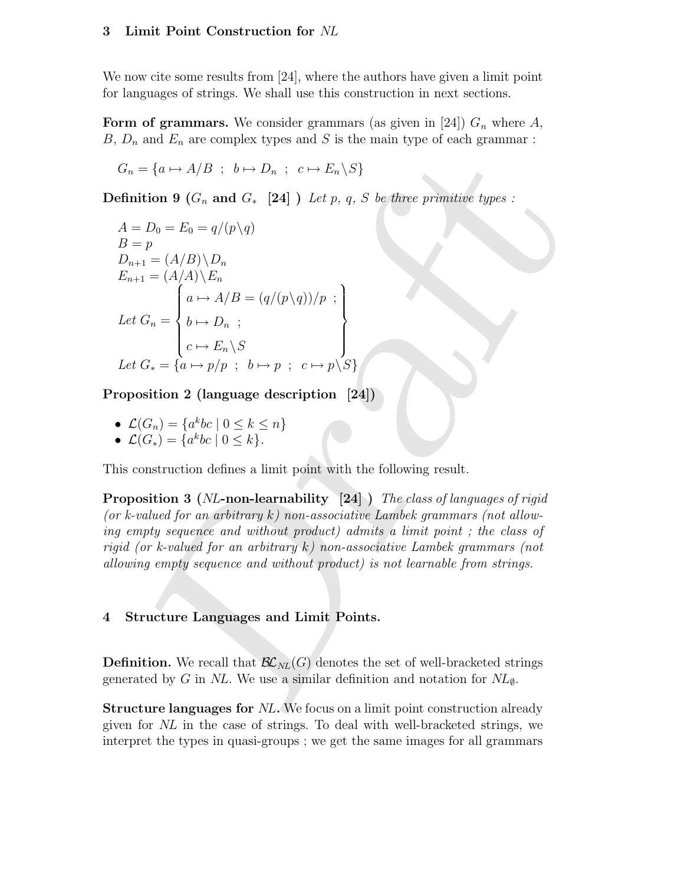## 3 Limit Point Construction for *NL*

We now cite some results from [24], where the authors have given a limit point for languages of strings. We shall use this construction in next sections.

**Form of grammars.** We consider grammars (as given in [24]) $G_n$ where $A$, $B$, $D_n$ and $E_n$ are complex types and $S$ is the main type of each grammar :

$G_n = \{a \mapsto A/B \ ; \ b \mapsto D_n \ ; \ c \mapsto E_n \backslash S\}$

**Definition 9 ($G_n$ and $G_*$ [24])** *Let $p$, $q$, $S$ be three primitive types :*

$$
\begin{array}{l}
A = D_0 = E_0 = q/(p\backslash q) \\
B = p \\
D_{n+1} = (A/B)\backslash D_n \\
E_{n+1} = (A/A)\backslash E_n \\
\text{Let } G_n = \left\{ \begin{array}{l} a \mapsto A/B = (q/(p\backslash q))/p \ ; \\ b \mapsto D_n \ ; \\ c \mapsto E_n\backslash S \end{array} \right\} \\
\text{Let } G_* = \{a \mapsto p/p \ ; \ b \mapsto p \ ; \ c \mapsto p\backslash S\}
\end{array}
$$

**Proposition 2 (language description [24])**

- $\mathcal{L}(G_n) = \{a^k bc \mid 0 \leq k \leq n\}$
- $\mathcal{L}(G_*) = \{a^k bc \mid 0 \leq k\}$.

This construction defines a limit point with the following result.

**Proposition 3 (*NL*-non-learnability [24])** *The class of languages of rigid (or k-valued for an arbitrary k) non-associative Lambek grammars (not allowing empty sequence and without product) admits a limit point ; the class of rigid (or k-valued for an arbitrary k) non-associative Lambek grammars (not allowing empty sequence and without product) is not learnable from strings.*

## 4 Structure Languages and Limit Points.

**Definition.** We recall that $\mathcal{BL}_{NL}(G)$ denotes the set of well-bracketed strings generated by $G$ in *NL*. We use a similar definition and notation for $NL_\emptyset$.

**Structure languages for *NL*.** We focus on a limit point construction already given for *NL* in the case of strings. To deal with well-bracketed strings, we interpret the types in quasi-groups ; we get the same images for all grammars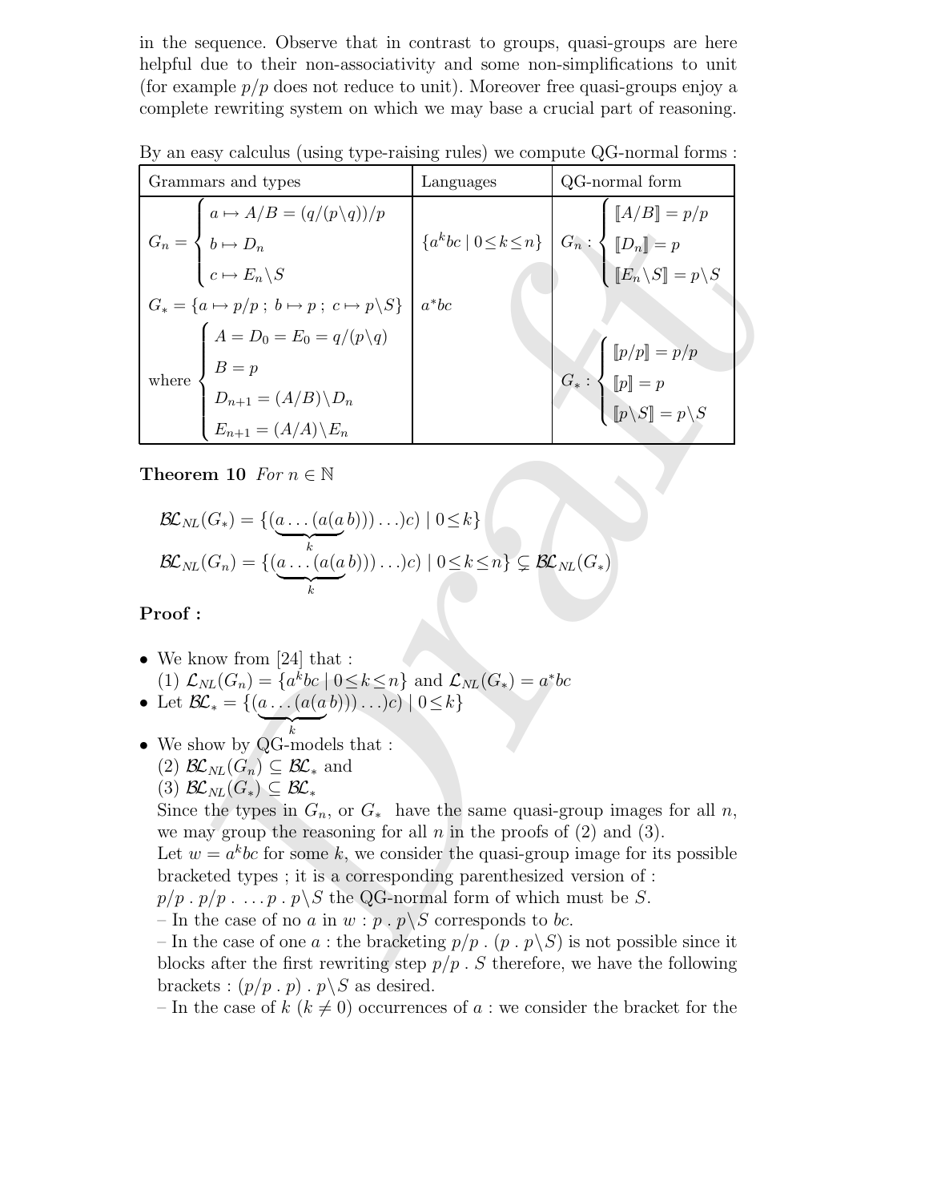in the sequence. Observe that in contrast to groups, quasi-groups are here helpful due to their non-associativity and some non-simplifications to unit (for example $p/p$ does not reduce to unit). Moreover free quasi-groups enjoy a complete rewriting system on which we may base a crucial part of reasoning.

By an easy calculus (using type-raising rules) we compute QG-normal forms :

| Grammars and types | Languages | QG-normal form |
|---|---|---|
| $G_n = \begin{cases} a \mapsto A/B = (q/(p\backslash q))/p \\ b \mapsto D_n \\ c \mapsto E_n\backslash S \end{cases}$ | $\{a^k bc \mid 0 \leq k \leq n\}$ | $G_n : \begin{cases} [\![A/B]\!] = p/p \\ [\![D_n]\!] = p \\ [\![E_n\backslash S]\!] = p\backslash S \end{cases}$ |
| $G_* = \{a \mapsto p/p\ ;\ b \mapsto p\ ;\ c \mapsto p\backslash S\}$ | $a^*bc$ | |
| where $\begin{cases} A = D_0 = E_0 = q/(p\backslash q) \\ B = p \\ D_{n+1} = (A/B)\backslash D_n \\ E_{n+1} = (A/A)\backslash E_n \end{cases}$ | | $G_* : \begin{cases} [\![p/p]\!] = p/p \\ [\![p]\!] = p \\ [\![p\backslash S]\!] = p\backslash S \end{cases}$ |

**Theorem 10** *For* $n \in \mathbb{N}$

$$\mathcal{BL}_{NL}(G_*) = \{(\underbrace{a \ldots (a(a}_{k}\, b))) \ldots)c) \mid 0 \leq k\}$$
$$\mathcal{BL}_{NL}(G_n) = \{(\underbrace{a \ldots (a(a}_{k}\, b))) \ldots)c) \mid 0 \leq k \leq n\} \subsetneq \mathcal{BL}_{NL}(G_*)$$

**Proof :**

- We know from [24] that :
  (1) $\mathcal{L}_{NL}(G_n) = \{a^k bc \mid 0 \leq k \leq n\}$ and $\mathcal{L}_{NL}(G_*) = a^*bc$
- Let $\mathcal{BL}_* = \{(\underbrace{a \ldots (a(a}_{k}\, b))) \ldots)c) \mid 0 \leq k\}$
- We show by QG-models that :
  (2) $\mathcal{BL}_{NL}(G_n) \subseteq \mathcal{BL}_*$ and
  (3) $\mathcal{BL}_{NL}(G_*) \subseteq \mathcal{BL}_*$
  Since the types in $G_n$, or $G_*$ have the same quasi-group images for all $n$, we may group the reasoning for all $n$ in the proofs of (2) and (3).
  Let $w = a^k bc$ for some $k$, we consider the quasi-group image for its possible bracketed types ; it is a corresponding parenthesized version of :
  $p/p\ .\ p/p\ .\ \ldots p\ .\ p\backslash S$ the QG-normal form of which must be $S$.
  – In the case of no $a$ in $w$ : $p\ .\ p\backslash S$ corresponds to $bc$.
  – In the case of one $a$ : the bracketing $p/p\ .\ (p\ .\ p\backslash S)$ is not possible since it blocks after the first rewriting step $p/p\ .\ S$ therefore, we have the following brackets : $(p/p\ .\ p)\ .\ p\backslash S$ as desired.
  – In the case of $k$ ($k \neq 0$) occurrences of $a$ : we consider the bracket for the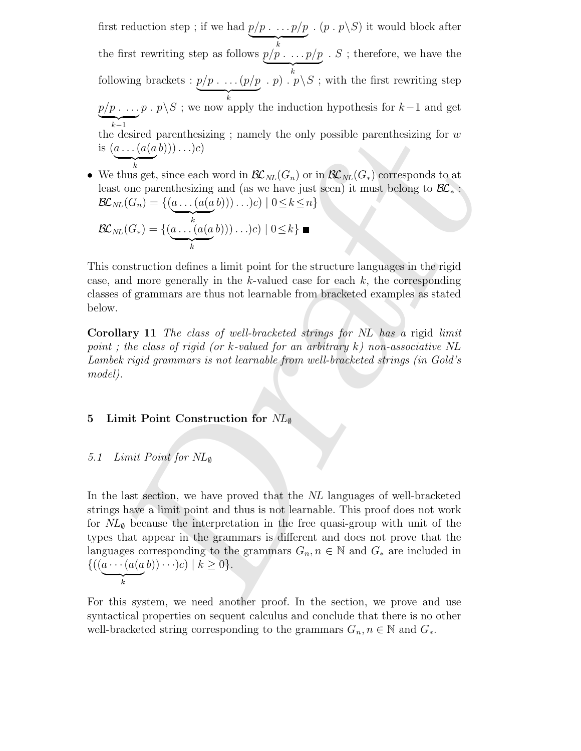first reduction step ; if we had $\underbrace{p/p\ .\ \ldots p/p}_{k}\ .\ (p\ .\ p\backslash S)$ it would block after the first rewriting step as follows $\underbrace{p/p\ .\ \ldots p/p}_{k}\ .\ S$ ; therefore, we have the following brackets : $\underbrace{p/p\ .\ \ldots (p/p}_{k}\ .\ p)\ .\ p\backslash S$ ; with the first rewriting step $\underbrace{p/p\ .\ \ldots}_{k-1} p\ .\ p\backslash S$ ; we now apply the induction hypothesis for $k-1$ and get the desired parenthesizing ; namely the only possible parenthesizing for $w$ is $(\underbrace{a \ldots (a(a}_{k}\, b))) \ldots )c)$

- We thus get, since each word in $\mathcal{BL}_{NL}(G_n)$ or in $\mathcal{BL}_{NL}(G_*)$ corresponds to at least one parenthesizing and (as we have just seen) it must belong to $\mathcal{BL}_*$ :
$\mathcal{BL}_{NL}(G_n) = \{(\underbrace{a \ldots (a(a}_{k}\, b))) \ldots )c) \mid 0 \leq k \leq n\}$
$\mathcal{BL}_{NL}(G_*) = \{(\underbrace{a \ldots (a(a}_{k}\, b))) \ldots )c) \mid 0 \leq k\}$ ■

This construction defines a limit point for the structure languages in the rigid case, and more generally in the $k$-valued case for each $k$, the corresponding classes of grammars are thus not learnable from bracketed examples as stated below.

**Corollary 11** *The class of well-bracketed strings for NL has a* rigid *limit point ; the class of rigid (or k-valued for an arbitrary k) non-associative NL Lambek rigid grammars is not learnable from well-bracketed strings (in Gold's model).*

## 5 Limit Point Construction for $NL_\emptyset$

### 5.1 Limit Point for $NL_\emptyset$

In the last section, we have proved that the *NL* languages of well-bracketed strings have a limit point and thus is not learnable. This proof does not work for $NL_\emptyset$ because the interpretation in the free quasi-group with unit of the types that appear in the grammars is different and does not prove that the languages corresponding to the grammars $G_n, n \in \mathbb{N}$ and $G_*$ are included in $\{((\underbrace{a \cdots (a(a}_{k}\, b)) \cdots )c) \mid k \geq 0\}$.

For this system, we need another proof. In the section, we prove and use syntactical properties on sequent calculus and conclude that there is no other well-bracketed string corresponding to the grammars $G_n, n \in \mathbb{N}$ and $G_*$.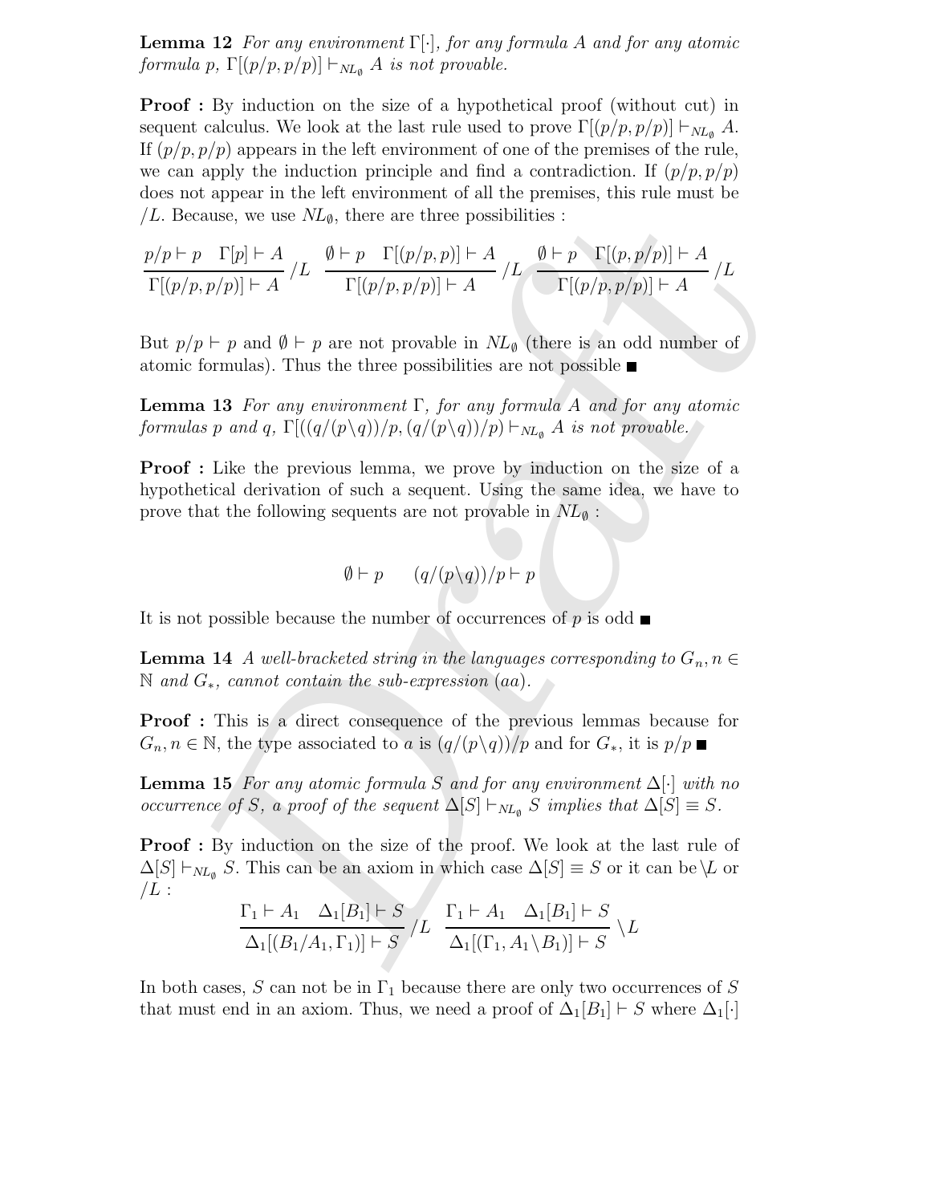**Lemma 12** *For any environment $\Gamma[\cdot]$, for any formula $A$ and for any atomic formula $p$, $\Gamma[(p/p, p/p)] \vdash_{NL_\emptyset} A$ is not provable.*

**Proof :** By induction on the size of a hypothetical proof (without cut) in sequent calculus. We look at the last rule used to prove $\Gamma[(p/p, p/p)] \vdash_{NL_\emptyset} A$. If $(p/p, p/p)$ appears in the left environment of one of the premises of the rule, we can apply the induction principle and find a contradiction. If $(p/p, p/p)$ does not appear in the left environment of all the premises, this rule must be $/L$. Because, we use $NL_\emptyset$, there are three possibilities :

$$\frac{p/p \vdash p \quad \Gamma[p] \vdash A}{\Gamma[(p/p, p/p)] \vdash A} /L \quad \frac{\emptyset \vdash p \quad \Gamma[(p/p, p)] \vdash A}{\Gamma[(p/p, p/p)] \vdash A} /L \quad \frac{\emptyset \vdash p \quad \Gamma[(p, p/p)] \vdash A}{\Gamma[(p/p, p/p)] \vdash A} /L$$

But $p/p \vdash p$ and $\emptyset \vdash p$ are not provable in $NL_\emptyset$ (there is an odd number of atomic formulas). Thus the three possibilities are not possible ∎

**Lemma 13** *For any environment $\Gamma$, for any formula $A$ and for any atomic formulas $p$ and $q$, $\Gamma[((q/(p\backslash q))/p, (q/(p\backslash q))/p) \vdash_{NL_\emptyset} A$ is not provable.*

**Proof :** Like the previous lemma, we prove by induction on the size of a hypothetical derivation of such a sequent. Using the same idea, we have to prove that the following sequents are not provable in $NL_\emptyset$ :

$$\emptyset \vdash p \qquad (q/(p\backslash q))/p \vdash p$$

It is not possible because the number of occurrences of $p$ is odd ∎

**Lemma 14** *A well-bracketed string in the languages corresponding to $G_n, n \in \mathbb{N}$ and $G_*$, cannot contain the sub-expression $(aa)$.*

**Proof :** This is a direct consequence of the previous lemmas because for $G_n, n \in \mathbb{N}$, the type associated to $a$ is $(q/(p\backslash q))/p$ and for $G_*$, it is $p/p$ ∎

**Lemma 15** *For any atomic formula $S$ and for any environment $\Delta[\cdot]$ with no occurrence of $S$, a proof of the sequent $\Delta[S] \vdash_{NL_\emptyset} S$ implies that $\Delta[S] \equiv S$.*

**Proof :** By induction on the size of the proof. We look at the last rule of $\Delta[S] \vdash_{NL_\emptyset} S$. This can be an axiom in which case $\Delta[S] \equiv S$ or it can be $\backslash L$ or $/L$ :

$$\frac{\Gamma_1 \vdash A_1 \quad \Delta_1[B_1] \vdash S}{\Delta_1[(B_1/A_1, \Gamma_1)] \vdash S} /L \quad \frac{\Gamma_1 \vdash A_1 \quad \Delta_1[B_1] \vdash S}{\Delta_1[(\Gamma_1, A_1\backslash B_1)] \vdash S} \backslash L$$

In both cases, $S$ can not be in $\Gamma_1$ because there are only two occurrences of $S$ that must end in an axiom. Thus, we need a proof of $\Delta_1[B_1] \vdash S$ where $\Delta_1[\cdot]$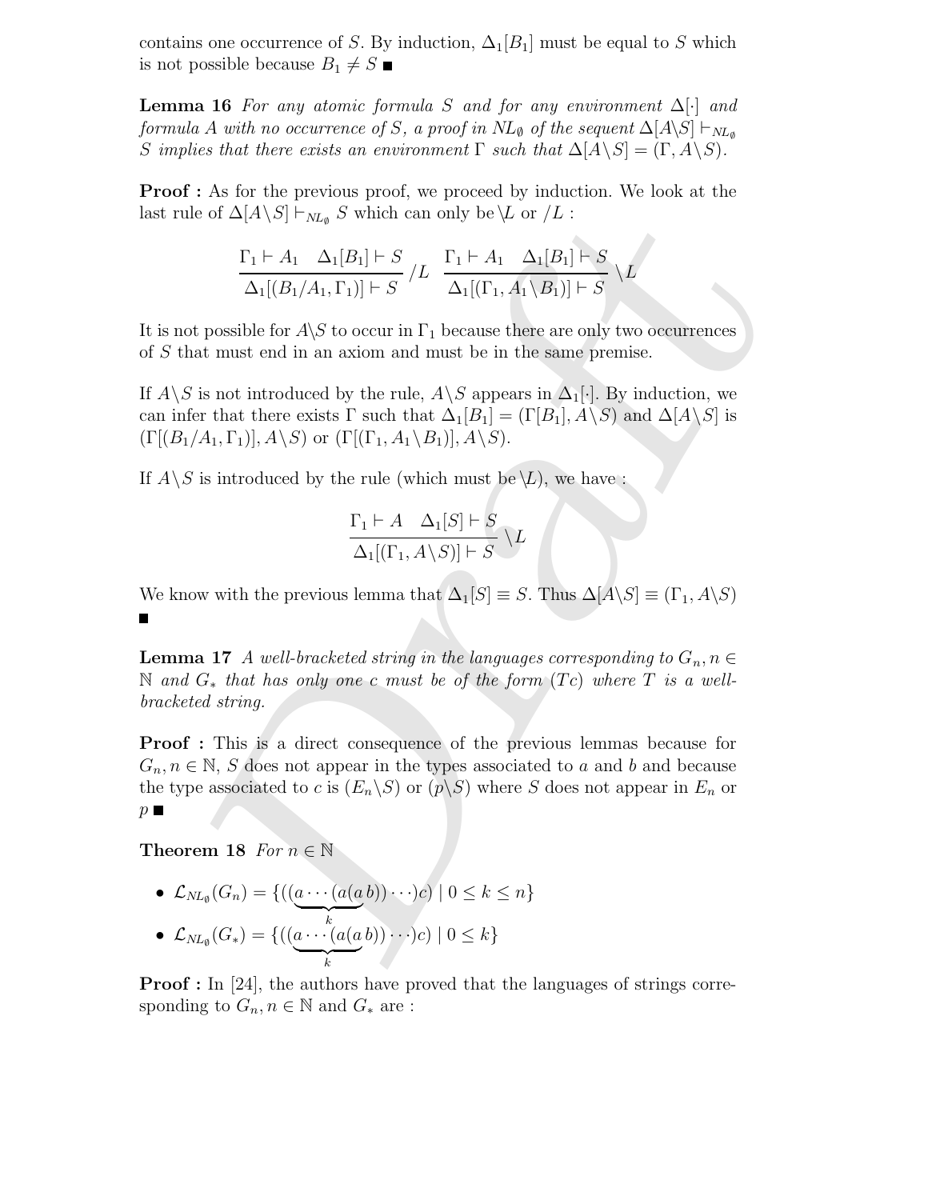contains one occurrence of $S$. By induction, $\Delta_1[B_1]$ must be equal to $S$ which is not possible because $B_1 \neq S$ ■

**Lemma 16** *For any atomic formula $S$ and for any environment $\Delta[\cdot]$ and formula $A$ with no occurrence of $S$, a proof in $NL_\emptyset$ of the sequent $\Delta[A\backslash S] \vdash_{NL_\emptyset} S$ implies that there exists an environment $\Gamma$ such that $\Delta[A\backslash S] = (\Gamma, A\backslash S)$.*

**Proof :** As for the previous proof, we proceed by induction. We look at the last rule of $\Delta[A\backslash S] \vdash_{NL_\emptyset} S$ which can only be $\backslash L$ or $/L$ :

$$\frac{\Gamma_1 \vdash A_1 \quad \Delta_1[B_1] \vdash S}{\Delta_1[(B_1/A_1, \Gamma_1)] \vdash S} /L \quad \frac{\Gamma_1 \vdash A_1 \quad \Delta_1[B_1] \vdash S}{\Delta_1[(\Gamma_1, A_1\backslash B_1)] \vdash S} \backslash L$$

It is not possible for $A\backslash S$ to occur in $\Gamma_1$ because there are only two occurrences of $S$ that must end in an axiom and must be in the same premise.

If $A\backslash S$ is not introduced by the rule, $A\backslash S$ appears in $\Delta_1[\cdot]$. By induction, we can infer that there exists $\Gamma$ such that $\Delta_1[B_1] = (\Gamma[B_1], A\backslash S)$ and $\Delta[A\backslash S]$ is $(\Gamma[(B_1/A_1, \Gamma_1)], A\backslash S)$ or $(\Gamma[(\Gamma_1, A_1\backslash B_1)], A\backslash S)$.

If $A\backslash S$ is introduced by the rule (which must be $\backslash L$), we have :

$$\frac{\Gamma_1 \vdash A \quad \Delta_1[S] \vdash S}{\Delta_1[(\Gamma_1, A\backslash S)] \vdash S} \backslash L$$

We know with the previous lemma that $\Delta_1[S] \equiv S$. Thus $\Delta[A\backslash S] \equiv (\Gamma_1, A\backslash S)$ ■

**Lemma 17** *A well-bracketed string in the languages corresponding to $G_n, n \in \mathbb{N}$ and $G_*$ that has only one $c$ must be of the form $(Tc)$ where $T$ is a well-bracketed string.*

**Proof :** This is a direct consequence of the previous lemmas because for $G_n, n \in \mathbb{N}$, $S$ does not appear in the types associated to $a$ and $b$ and because the type associated to $c$ is $(E_n\backslash S)$ or $(p\backslash S)$ where $S$ does not appear in $E_n$ or $p$ ■

**Theorem 18** *For $n \in \mathbb{N}$*

- $\mathcal{L}_{NL_\emptyset}(G_n) = \{((\underbrace{a \cdots (a(a}_{k}\, b)) \cdots)c) \mid 0 \leq k \leq n\}$
- $\mathcal{L}_{NL_\emptyset}(G_*) = \{((\underbrace{a \cdots (a(a}_{k}\, b)) \cdots)c) \mid 0 \leq k\}$

**Proof :** In [24], the authors have proved that the languages of strings corresponding to $G_n, n \in \mathbb{N}$ and $G_*$ are :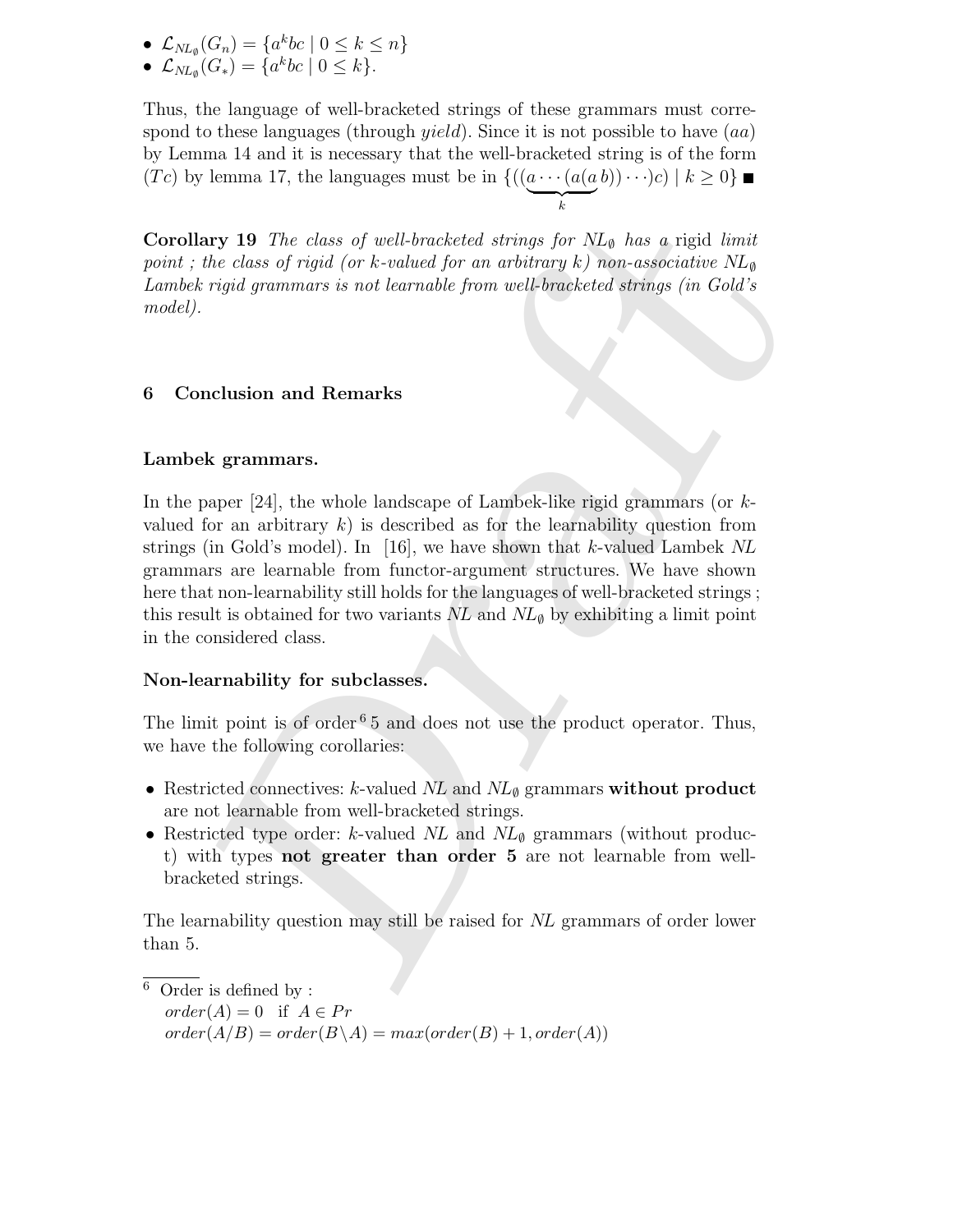- $\mathcal{L}_{NL_\emptyset}(G_n) = \{a^k bc \mid 0 \leq k \leq n\}$
- $\mathcal{L}_{NL_\emptyset}(G_*) = \{a^k bc \mid 0 \leq k\}$.

Thus, the language of well-bracketed strings of these grammars must correspond to these languages (through *yield*). Since it is not possible to have $(aa)$ by Lemma 14 and it is necessary that the well-bracketed string is of the form $(Tc)$ by lemma 17, the languages must be in $\{((\underbrace{a \cdots (a(a}_{k}\, b)) \cdots)c) \mid k \geq 0\}$ ■

**Corollary 19** *The class of well-bracketed strings for $NL_\emptyset$ has a* rigid *limit point ; the class of rigid (or k-valued for an arbitrary k) non-associative $NL_\emptyset$ Lambek rigid grammars is not learnable from well-bracketed strings (in Gold's model).*

## 6 Conclusion and Remarks

### Lambek grammars.

In the paper [24], the whole landscape of Lambek-like rigid grammars (or $k$-valued for an arbitrary $k$) is described as for the learnability question from strings (in Gold's model). In [16], we have shown that $k$-valued Lambek *NL* grammars are learnable from functor-argument structures. We have shown here that non-learnability still holds for the languages of well-bracketed strings ; this result is obtained for two variants *NL* and $NL_\emptyset$ by exhibiting a limit point in the considered class.

### Non-learnability for subclasses.

The limit point is of order[6] 5 and does not use the product operator. Thus, we have the following corollaries:

- Restricted connectives: $k$-valued *NL* and $NL_\emptyset$ grammars **without product** are not learnable from well-bracketed strings.
- Restricted type order: $k$-valued *NL* and $NL_\emptyset$ grammars (without product) with types **not greater than order 5** are not learnable from well-bracketed strings.

The learnability question may still be raised for *NL* grammars of order lower than 5.

---

[6] Order is defined by :
$order(A) = 0$ if $A \in Pr$
$order(A/B) = order(B \backslash A) = max(order(B) + 1, order(A))$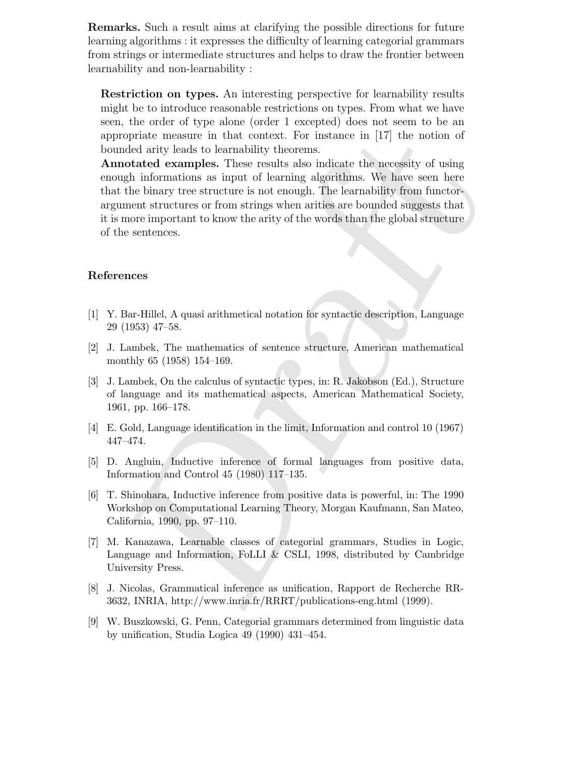**Remarks.** Such a result aims at clarifying the possible directions for future learning algorithms : it expresses the difficulty of learning categorial grammars from strings or intermediate structures and helps to draw the frontier between learnability and non-learnability :

**Restriction on types.** An interesting perspective for learnability results might be to introduce reasonable restrictions on types. From what we have seen, the order of type alone (order 1 excepted) does not seem to be an appropriate measure in that context. For instance in [17] the notion of bounded arity leads to learnability theorems.

**Annotated examples.** These results also indicate the necessity of using enough informations as input of learning algorithms. We have seen here that the binary tree structure is not enough. The learnability from functor-argument structures or from strings when arities are bounded suggests that it is more important to know the arity of the words than the global structure of the sentences.

## References

[1] Y. Bar-Hillel, A quasi arithmetical notation for syntactic description, Language 29 (1953) 47–58.

[2] J. Lambek, The mathematics of sentence structure, American mathematical monthly 65 (1958) 154–169.

[3] J. Lambek, On the calculus of syntactic types, in: R. Jakobson (Ed.), Structure of language and its mathematical aspects, American Mathematical Society, 1961, pp. 166–178.

[4] E. Gold, Language identification in the limit, Information and control 10 (1967) 447–474.

[5] D. Angluin, Inductive inference of formal languages from positive data, Information and Control 45 (1980) 117–135.

[6] T. Shinohara, Inductive inference from positive data is powerful, in: The 1990 Workshop on Computational Learning Theory, Morgan Kaufmann, San Mateo, California, 1990, pp. 97–110.

[7] M. Kanazawa, Learnable classes of categorial grammars, Studies in Logic, Language and Information, FoLLI & CSLI, 1998, distributed by Cambridge University Press.

[8] J. Nicolas, Grammatical inference as unification, Rapport de Recherche RR-3632, INRIA, http://www.inria.fr/RRRT/publications-eng.html (1999).

[9] W. Buszkowski, G. Penn, Categorial grammars determined from linguistic data by unification, Studia Logica 49 (1990) 431–454.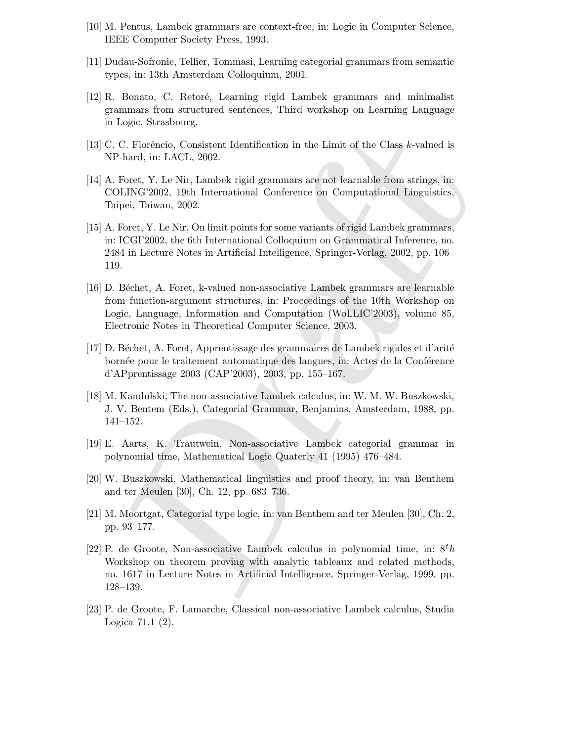[10] M. Pentus, Lambek grammars are context-free, in: Logic in Computer Science, IEEE Computer Society Press, 1993.

[11] Dudau-Sofronie, Tellier, Tommasi, Learning categorial grammars from semantic types, in: 13th Amsterdam Colloquium, 2001.

[12] R. Bonato, C. Retoré, Learning rigid Lambek grammars and minimalist grammars from structured sentences, Third workshop on Learning Language in Logic, Strasbourg.

[13] C. C. Florêncio, Consistent Identification in the Limit of the Class $k$-valued is NP-hard, in: LACL, 2002.

[14] A. Foret, Y. Le Nir, Lambek rigid grammars are not learnable from strings, in: COLING'2002, 19th International Conference on Computational Linguistics, Taipei, Taiwan, 2002.

[15] A. Foret, Y. Le Nir, On limit points for some variants of rigid Lambek grammars, in: ICGI'2002, the 6th International Colloquium on Grammatical Inference, no. 2484 in Lecture Notes in Artificial Intelligence, Springer-Verlag, 2002, pp. 106–119.

[16] D. Béchet, A. Foret, k-valued non-associative Lambek grammars are learnable from function-argument structures, in: Proccedings of the 10th Workshop on Logic, Language, Information and Computation (WoLLIC'2003), volume 85, Electronic Notes in Theoretical Computer Science, 2003.

[17] D. Béchet, A. Foret, Apprentissage des grammaires de Lambek rigides et d'arité bornée pour le traitement automatique des langues, in: Actes de la Conférence d'APprentissage 2003 (CAP'2003), 2003, pp. 155–167.

[18] M. Kandulski, The non-associative Lambek calculus, in: W. M. W. Buszkowski, J. V. Bentem (Eds.), Categorial Grammar, Benjamins, Amsterdam, 1988, pp. 141–152.

[19] E. Aarts, K. Trautwein, Non-associative Lambek categorial grammar in polynomial time, Mathematical Logic Quaterly 41 (1995) 476–484.

[20] W. Buszkowski, Mathematical linguistics and proof theory, in: van Benthem and ter Meulen [30], Ch. 12, pp. 683–736.

[21] M. Moortgat, Categorial type logic, in: van Benthem and ter Meulen [30], Ch. 2, pp. 93–177.

[22] P. de Groote, Non-associative Lambek calculus in polynomial time, in: $8^th$ Workshop on theorem proving with analytic tableaux and related methods, no. 1617 in Lecture Notes in Artificial Intelligence, Springer-Verlag, 1999, pp. 128–139.

[23] P. de Groote, F. Lamarche, Classical non-associative Lambek calculus, Studia Logica 71.1 (2).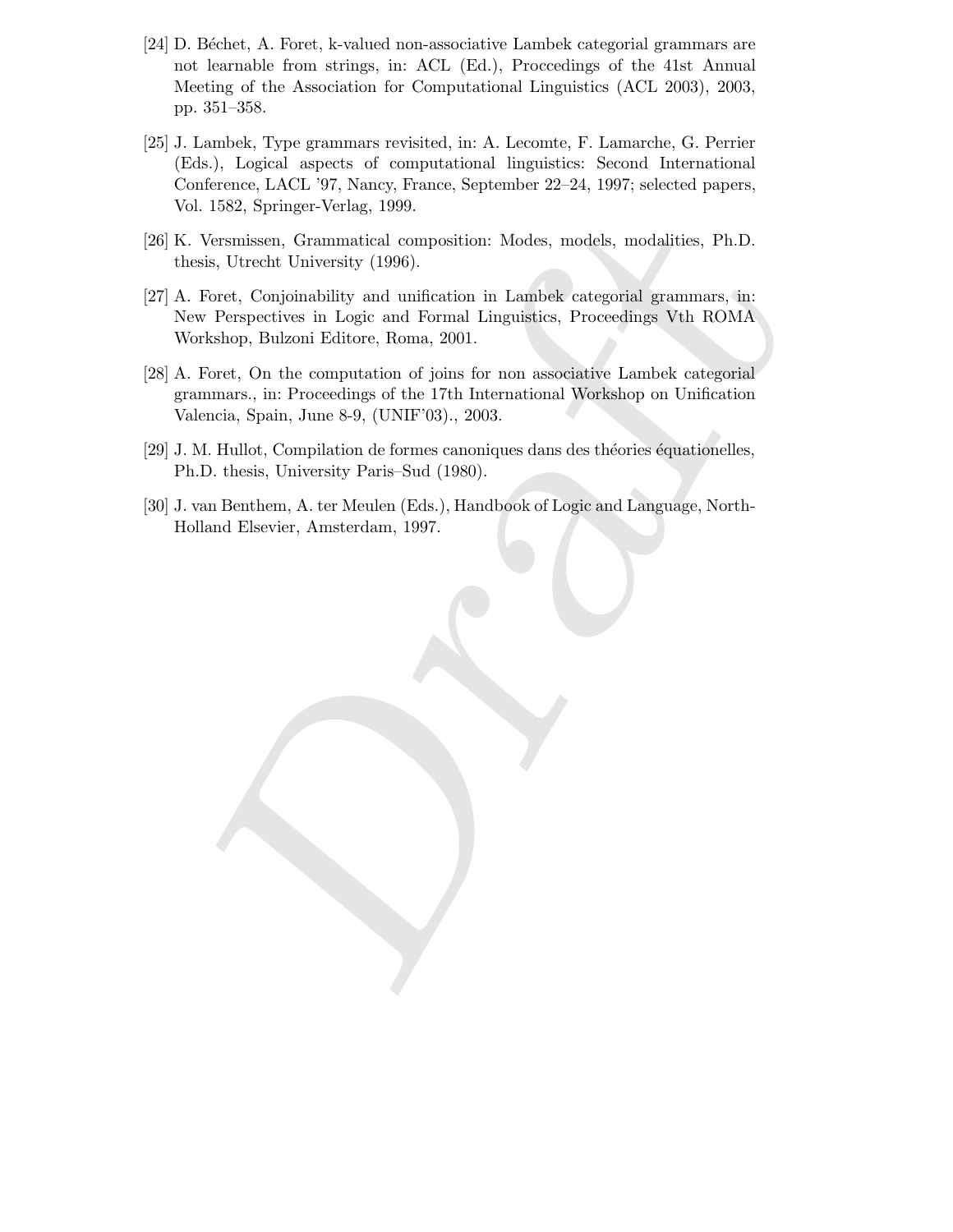[24] D. Béchet, A. Foret, k-valued non-associative Lambek categorial grammars are not learnable from strings, in: ACL (Ed.), Proccedings of the 41st Annual Meeting of the Association for Computational Linguistics (ACL 2003), 2003, pp. 351–358.

[25] J. Lambek, Type grammars revisited, in: A. Lecomte, F. Lamarche, G. Perrier (Eds.), Logical aspects of computational linguistics: Second International Conference, LACL '97, Nancy, France, September 22–24, 1997; selected papers, Vol. 1582, Springer-Verlag, 1999.

[26] K. Versmissen, Grammatical composition: Modes, models, modalities, Ph.D. thesis, Utrecht University (1996).

[27] A. Foret, Conjoinability and unification in Lambek categorial grammars, in: New Perspectives in Logic and Formal Linguistics, Proceedings Vth ROMA Workshop, Bulzoni Editore, Roma, 2001.

[28] A. Foret, On the computation of joins for non associative Lambek categorial grammars., in: Proceedings of the 17th International Workshop on Unification Valencia, Spain, June 8-9, (UNIF'03)., 2003.

[29] J. M. Hullot, Compilation de formes canoniques dans des théories équationelles, Ph.D. thesis, University Paris–Sud (1980).

[30] J. van Benthem, A. ter Meulen (Eds.), Handbook of Logic and Language, North-Holland Elsevier, Amsterdam, 1997.